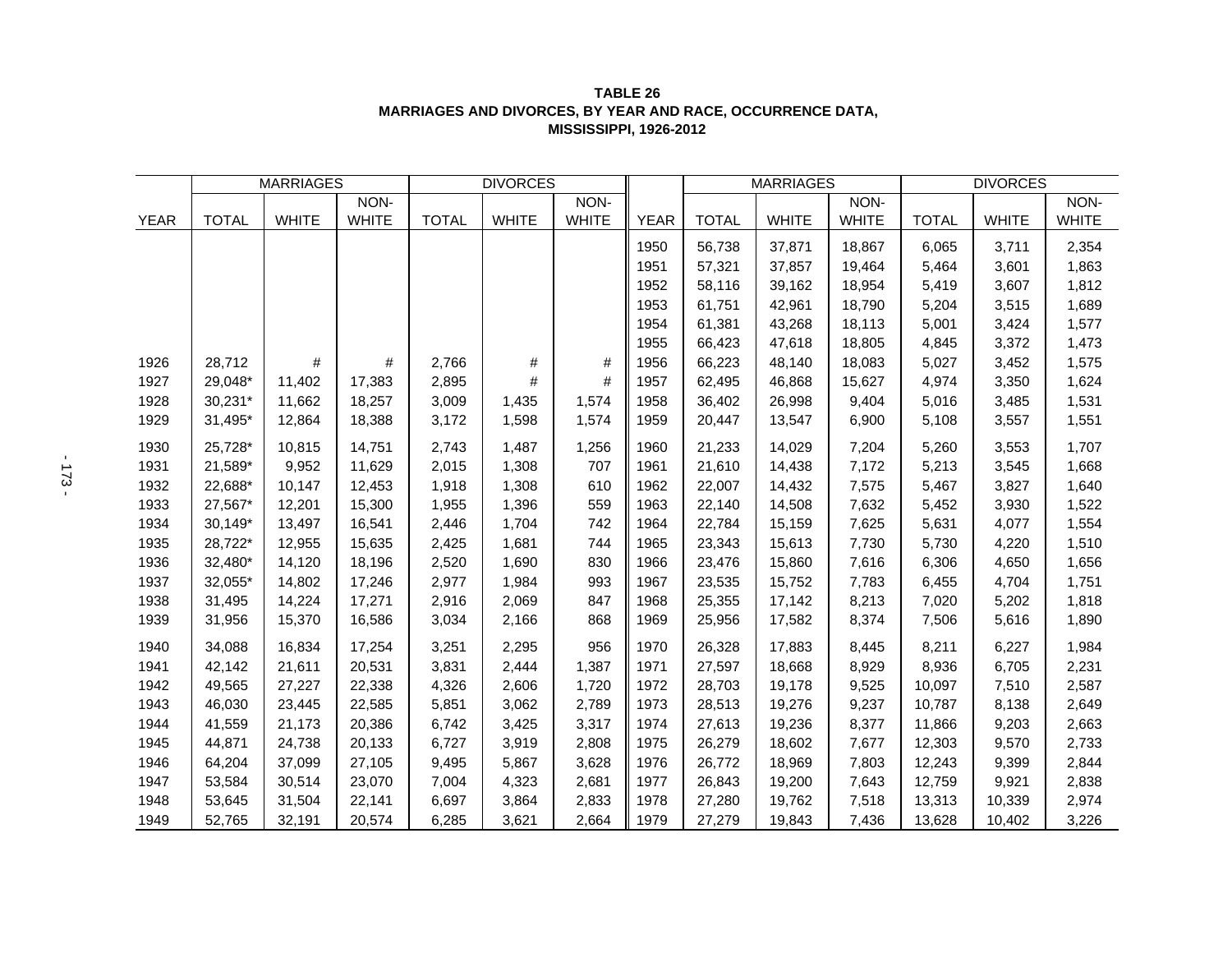**TABLE 26**
**MARRIAGES AND DIVORCES, BY YEAR AND RACE, OCCURRENCE DATA, MISSISSIPPI, 1926-2012**

| | MARRIAGES | | | DIVORCES | | | | MARRIAGES | | | DIVORCES | | |
|---|---|---|---|---|---|---|---|---|---|---|---|---|---|
| YEAR | TOTAL | WHITE | NON-WHITE | TOTAL | WHITE | NON-WHITE | YEAR | TOTAL | WHITE | NON-WHITE | TOTAL | WHITE | NON-WHITE |
| | | | | | | | 1950 | 56,738 | 37,871 | 18,867 | 6,065 | 3,711 | 2,354 |
| | | | | | | | 1951 | 57,321 | 37,857 | 19,464 | 5,464 | 3,601 | 1,863 |
| | | | | | | | 1952 | 58,116 | 39,162 | 18,954 | 5,419 | 3,607 | 1,812 |
| | | | | | | | 1953 | 61,751 | 42,961 | 18,790 | 5,204 | 3,515 | 1,689 |
| | | | | | | | 1954 | 61,381 | 43,268 | 18,113 | 5,001 | 3,424 | 1,577 |
| | | | | | | | 1955 | 66,423 | 47,618 | 18,805 | 4,845 | 3,372 | 1,473 |
| 1926 | 28,712 | # | # | 2,766 | # | # | 1956 | 66,223 | 48,140 | 18,083 | 5,027 | 3,452 | 1,575 |
| 1927 | 29,048* | 11,402 | 17,383 | 2,895 | # | # | 1957 | 62,495 | 46,868 | 15,627 | 4,974 | 3,350 | 1,624 |
| 1928 | 30,231* | 11,662 | 18,257 | 3,009 | 1,435 | 1,574 | 1958 | 36,402 | 26,998 | 9,404 | 5,016 | 3,485 | 1,531 |
| 1929 | 31,495* | 12,864 | 18,388 | 3,172 | 1,598 | 1,574 | 1959 | 20,447 | 13,547 | 6,900 | 5,108 | 3,557 | 1,551 |
| 1930 | 25,728* | 10,815 | 14,751 | 2,743 | 1,487 | 1,256 | 1960 | 21,233 | 14,029 | 7,204 | 5,260 | 3,553 | 1,707 |
| 1931 | 21,589* | 9,952 | 11,629 | 2,015 | 1,308 | 707 | 1961 | 21,610 | 14,438 | 7,172 | 5,213 | 3,545 | 1,668 |
| 1932 | 22,688* | 10,147 | 12,453 | 1,918 | 1,308 | 610 | 1962 | 22,007 | 14,432 | 7,575 | 5,467 | 3,827 | 1,640 |
| 1933 | 27,567* | 12,201 | 15,300 | 1,955 | 1,396 | 559 | 1963 | 22,140 | 14,508 | 7,632 | 5,452 | 3,930 | 1,522 |
| 1934 | 30,149* | 13,497 | 16,541 | 2,446 | 1,704 | 742 | 1964 | 22,784 | 15,159 | 7,625 | 5,631 | 4,077 | 1,554 |
| 1935 | 28,722* | 12,955 | 15,635 | 2,425 | 1,681 | 744 | 1965 | 23,343 | 15,613 | 7,730 | 5,730 | 4,220 | 1,510 |
| 1936 | 32,480* | 14,120 | 18,196 | 2,520 | 1,690 | 830 | 1966 | 23,476 | 15,860 | 7,616 | 6,306 | 4,650 | 1,656 |
| 1937 | 32,055* | 14,802 | 17,246 | 2,977 | 1,984 | 993 | 1967 | 23,535 | 15,752 | 7,783 | 6,455 | 4,704 | 1,751 |
| 1938 | 31,495 | 14,224 | 17,271 | 2,916 | 2,069 | 847 | 1968 | 25,355 | 17,142 | 8,213 | 7,020 | 5,202 | 1,818 |
| 1939 | 31,956 | 15,370 | 16,586 | 3,034 | 2,166 | 868 | 1969 | 25,956 | 17,582 | 8,374 | 7,506 | 5,616 | 1,890 |
| 1940 | 34,088 | 16,834 | 17,254 | 3,251 | 2,295 | 956 | 1970 | 26,328 | 17,883 | 8,445 | 8,211 | 6,227 | 1,984 |
| 1941 | 42,142 | 21,611 | 20,531 | 3,831 | 2,444 | 1,387 | 1971 | 27,597 | 18,668 | 8,929 | 8,936 | 6,705 | 2,231 |
| 1942 | 49,565 | 27,227 | 22,338 | 4,326 | 2,606 | 1,720 | 1972 | 28,703 | 19,178 | 9,525 | 10,097 | 7,510 | 2,587 |
| 1943 | 46,030 | 23,445 | 22,585 | 5,851 | 3,062 | 2,789 | 1973 | 28,513 | 19,276 | 9,237 | 10,787 | 8,138 | 2,649 |
| 1944 | 41,559 | 21,173 | 20,386 | 6,742 | 3,425 | 3,317 | 1974 | 27,613 | 19,236 | 8,377 | 11,866 | 9,203 | 2,663 |
| 1945 | 44,871 | 24,738 | 20,133 | 6,727 | 3,919 | 2,808 | 1975 | 26,279 | 18,602 | 7,677 | 12,303 | 9,570 | 2,733 |
| 1946 | 64,204 | 37,099 | 27,105 | 9,495 | 5,867 | 3,628 | 1976 | 26,772 | 18,969 | 7,803 | 12,243 | 9,399 | 2,844 |
| 1947 | 53,584 | 30,514 | 23,070 | 7,004 | 4,323 | 2,681 | 1977 | 26,843 | 19,200 | 7,643 | 12,759 | 9,921 | 2,838 |
| 1948 | 53,645 | 31,504 | 22,141 | 6,697 | 3,864 | 2,833 | 1978 | 27,280 | 19,762 | 7,518 | 13,313 | 10,339 | 2,974 |
| 1949 | 52,765 | 32,191 | 20,574 | 6,285 | 3,621 | 2,664 | 1979 | 27,279 | 19,843 | 7,436 | 13,628 | 10,402 | 3,226 |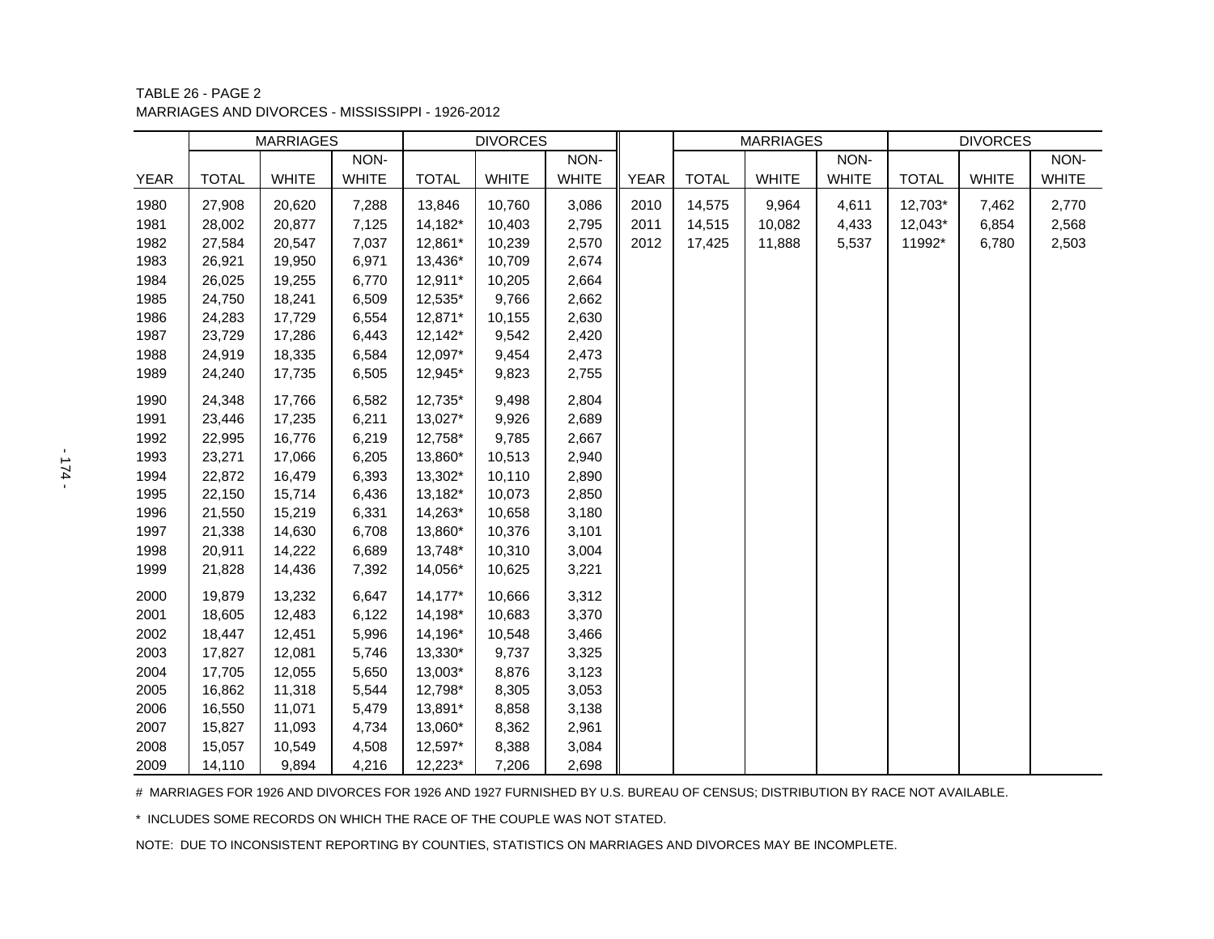TABLE 26 - PAGE 2

MARRIAGES AND DIVORCES - MISSISSIPPI - 1926-2012

| | MARRIAGES | | | DIVORCES | | | | MARRIAGES | | | DIVORCES | | |
|---|---|---|---|---|---|---|---|---|---|---|---|---|---|
| YEAR | TOTAL | WHITE | NON-WHITE | TOTAL | WHITE | NON-WHITE | YEAR | TOTAL | WHITE | NON-WHITE | TOTAL | WHITE | NON-WHITE |
| 1980 | 27,908 | 20,620 | 7,288 | 13,846 | 10,760 | 3,086 | 2010 | 14,575 | 9,964 | 4,611 | 12,703* | 7,462 | 2,770 |
| 1981 | 28,002 | 20,877 | 7,125 | 14,182* | 10,403 | 2,795 | 2011 | 14,515 | 10,082 | 4,433 | 12,043* | 6,854 | 2,568 |
| 1982 | 27,584 | 20,547 | 7,037 | 12,861* | 10,239 | 2,570 | 2012 | 17,425 | 11,888 | 5,537 | 11992* | 6,780 | 2,503 |
| 1983 | 26,921 | 19,950 | 6,971 | 13,436* | 10,709 | 2,674 | | | | | | | |
| 1984 | 26,025 | 19,255 | 6,770 | 12,911* | 10,205 | 2,664 | | | | | | | |
| 1985 | 24,750 | 18,241 | 6,509 | 12,535* | 9,766 | 2,662 | | | | | | | |
| 1986 | 24,283 | 17,729 | 6,554 | 12,871* | 10,155 | 2,630 | | | | | | | |
| 1987 | 23,729 | 17,286 | 6,443 | 12,142* | 9,542 | 2,420 | | | | | | | |
| 1988 | 24,919 | 18,335 | 6,584 | 12,097* | 9,454 | 2,473 | | | | | | | |
| 1989 | 24,240 | 17,735 | 6,505 | 12,945* | 9,823 | 2,755 | | | | | | | |
| 1990 | 24,348 | 17,766 | 6,582 | 12,735* | 9,498 | 2,804 | | | | | | | |
| 1991 | 23,446 | 17,235 | 6,211 | 13,027* | 9,926 | 2,689 | | | | | | | |
| 1992 | 22,995 | 16,776 | 6,219 | 12,758* | 9,785 | 2,667 | | | | | | | |
| 1993 | 23,271 | 17,066 | 6,205 | 13,860* | 10,513 | 2,940 | | | | | | | |
| 1994 | 22,872 | 16,479 | 6,393 | 13,302* | 10,110 | 2,890 | | | | | | | |
| 1995 | 22,150 | 15,714 | 6,436 | 13,182* | 10,073 | 2,850 | | | | | | | |
| 1996 | 21,550 | 15,219 | 6,331 | 14,263* | 10,658 | 3,180 | | | | | | | |
| 1997 | 21,338 | 14,630 | 6,708 | 13,860* | 10,376 | 3,101 | | | | | | | |
| 1998 | 20,911 | 14,222 | 6,689 | 13,748* | 10,310 | 3,004 | | | | | | | |
| 1999 | 21,828 | 14,436 | 7,392 | 14,056* | 10,625 | 3,221 | | | | | | | |
| 2000 | 19,879 | 13,232 | 6,647 | 14,177* | 10,666 | 3,312 | | | | | | | |
| 2001 | 18,605 | 12,483 | 6,122 | 14,198* | 10,683 | 3,370 | | | | | | | |
| 2002 | 18,447 | 12,451 | 5,996 | 14,196* | 10,548 | 3,466 | | | | | | | |
| 2003 | 17,827 | 12,081 | 5,746 | 13,330* | 9,737 | 3,325 | | | | | | | |
| 2004 | 17,705 | 12,055 | 5,650 | 13,003* | 8,876 | 3,123 | | | | | | | |
| 2005 | 16,862 | 11,318 | 5,544 | 12,798* | 8,305 | 3,053 | | | | | | | |
| 2006 | 16,550 | 11,071 | 5,479 | 13,891* | 8,858 | 3,138 | | | | | | | |
| 2007 | 15,827 | 11,093 | 4,734 | 13,060* | 8,362 | 2,961 | | | | | | | |
| 2008 | 15,057 | 10,549 | 4,508 | 12,597* | 8,388 | 3,084 | | | | | | | |
| 2009 | 14,110 | 9,894 | 4,216 | 12,223* | 7,206 | 2,698 | | | | | | | |

# MARRIAGES FOR 1926 AND DIVORCES FOR 1926 AND 1927 FURNISHED BY U.S. BUREAU OF CENSUS; DISTRIBUTION BY RACE NOT AVAILABLE.

* INCLUDES SOME RECORDS ON WHICH THE RACE OF THE COUPLE WAS NOT STATED.

NOTE: DUE TO INCONSISTENT REPORTING BY COUNTIES, STATISTICS ON MARRIAGES AND DIVORCES MAY BE INCOMPLETE.